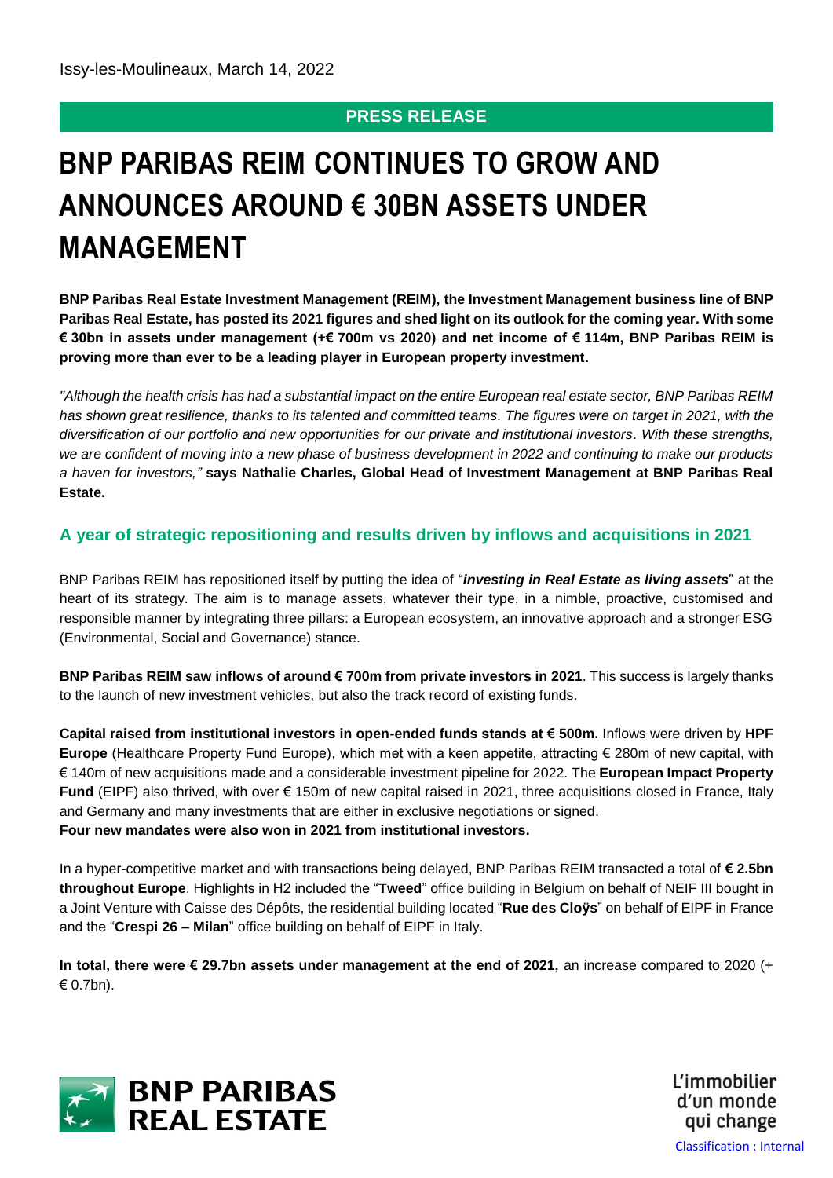Issy-les-Moulineaux, March 14, 2022

**PRESS RELEASE**

# BNP PARIBAS REIM CONTINUES TO GROW AND ANNOUNCES AROUND € 30BN ASSETS UNDER MANAGEMENT

**BNP Paribas Real Estate Investment Management (REIM), the Investment Management business line of BNP Paribas Real Estate, has posted its 2021 figures and shed light on its outlook for the coming year. With some € 30bn in assets under management (+€ 700m vs 2020) and net income of € 114m, BNP Paribas REIM is proving more than ever to be a leading player in European property investment.**

*"Although the health crisis has had a substantial impact on the entire European real estate sector, BNP Paribas REIM has shown great resilience, thanks to its talented and committed teams. The figures were on target in 2021, with the diversification of our portfolio and new opportunities for our private and institutional investors. With these strengths, we are confident of moving into a new phase of business development in 2022 and continuing to make our products a haven for investors,"* **says Nathalie Charles, Global Head of Investment Management at BNP Paribas Real Estate.**

## A year of strategic repositioning and results driven by inflows and acquisitions in 2021

BNP Paribas REIM has repositioned itself by putting the idea of "***investing in Real Estate as living assets***" at the heart of its strategy. The aim is to manage assets, whatever their type, in a nimble, proactive, customised and responsible manner by integrating three pillars: a European ecosystem, an innovative approach and a stronger ESG (Environmental, Social and Governance) stance.

**BNP Paribas REIM saw inflows of around € 700m from private investors in 2021**. This success is largely thanks to the launch of new investment vehicles, but also the track record of existing funds.

**Capital raised from institutional investors in open-ended funds stands at € 500m.** Inflows were driven by **HPF Europe** (Healthcare Property Fund Europe), which met with a keen appetite, attracting € 280m of new capital, with € 140m of new acquisitions made and a considerable investment pipeline for 2022. The **European Impact Property Fund** (EIPF) also thrived, with over € 150m of new capital raised in 2021, three acquisitions closed in France, Italy and Germany and many investments that are either in exclusive negotiations or signed.
**Four new mandates were also won in 2021 from institutional investors.**

In a hyper-competitive market and with transactions being delayed, BNP Paribas REIM transacted a total of **€ 2.5bn throughout Europe**. Highlights in H2 included the "**Tweed**" office building in Belgium on behalf of NEIF III bought in a Joint Venture with Caisse des Dépôts, the residential building located "**Rue des Cloÿs**" on behalf of EIPF in France and the "**Crespi 26 – Milan**" office building on behalf of EIPF in Italy.

**In total, there were € 29.7bn assets under management at the end of 2021,** an increase compared to 2020 (+ € 0.7bn).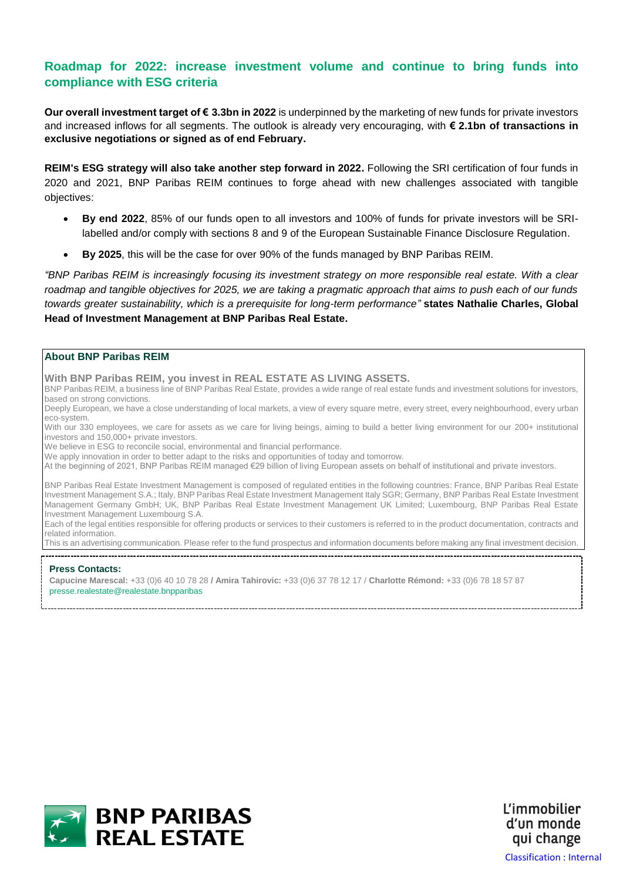## Roadmap for 2022: increase investment volume and continue to bring funds into compliance with ESG criteria

**Our overall investment target of € 3.3bn in 2022** is underpinned by the marketing of new funds for private investors and increased inflows for all segments. The outlook is already very encouraging, with **€ 2.1bn of transactions in exclusive negotiations or signed as of end February.**

**REIM's ESG strategy will also take another step forward in 2022.** Following the SRI certification of four funds in 2020 and 2021, BNP Paribas REIM continues to forge ahead with new challenges associated with tangible objectives:

- **By end 2022**, 85% of our funds open to all investors and 100% of funds for private investors will be SRI-labelled and/or comply with sections 8 and 9 of the European Sustainable Finance Disclosure Regulation.
- **By 2025**, this will be the case for over 90% of the funds managed by BNP Paribas REIM.

*"BNP Paribas REIM is increasingly focusing its investment strategy on more responsible real estate. With a clear roadmap and tangible objectives for 2025, we are taking a pragmatic approach that aims to push each of our funds towards greater sustainability, which is a prerequisite for long-term performance"* **states Nathalie Charles, Global Head of Investment Management at BNP Paribas Real Estate.**

### About BNP Paribas REIM

**With BNP Paribas REIM, you invest in REAL ESTATE AS LIVING ASSETS.**

BNP Paribas REIM, a business line of BNP Paribas Real Estate, provides a wide range of real estate funds and investment solutions for investors, based on strong convictions.

Deeply European, we have a close understanding of local markets, a view of every square metre, every street, every neighbourhood, every urban eco-system.

With our 330 employees, we care for assets as we care for living beings, aiming to build a better living environment for our 200+ institutional investors and 150,000+ private investors.

We believe in ESG to reconcile social, environmental and financial performance.

We apply innovation in order to better adapt to the risks and opportunities of today and tomorrow.

At the beginning of 2021, BNP Paribas REIM managed €29 billion of living European assets on behalf of institutional and private investors.

BNP Paribas Real Estate Investment Management is composed of regulated entities in the following countries: France, BNP Paribas Real Estate Investment Management S.A.; Italy, BNP Paribas Real Estate Investment Management Italy SGR; Germany, BNP Paribas Real Estate Investment Management Germany GmbH; UK, BNP Paribas Real Estate Investment Management UK Limited; Luxembourg, BNP Paribas Real Estate Investment Management Luxembourg S.A.

Each of the legal entities responsible for offering products or services to their customers is referred to in the product documentation, contracts and related information.

This is an advertising communication. Please refer to the fund prospectus and information documents before making any final investment decision.

**Press Contacts:**

**Capucine Marescal:** +33 (0)6 40 10 78 28 / **Amira Tahirovic:** +33 (0)6 37 78 12 17 / **Charlotte Rémond:** +33 (0)6 78 18 57 87

presse.realestate@realestate.bnpparibas

BNP PARIBAS REAL ESTATE

L'immobilier d'un monde qui change

Classification : Internal